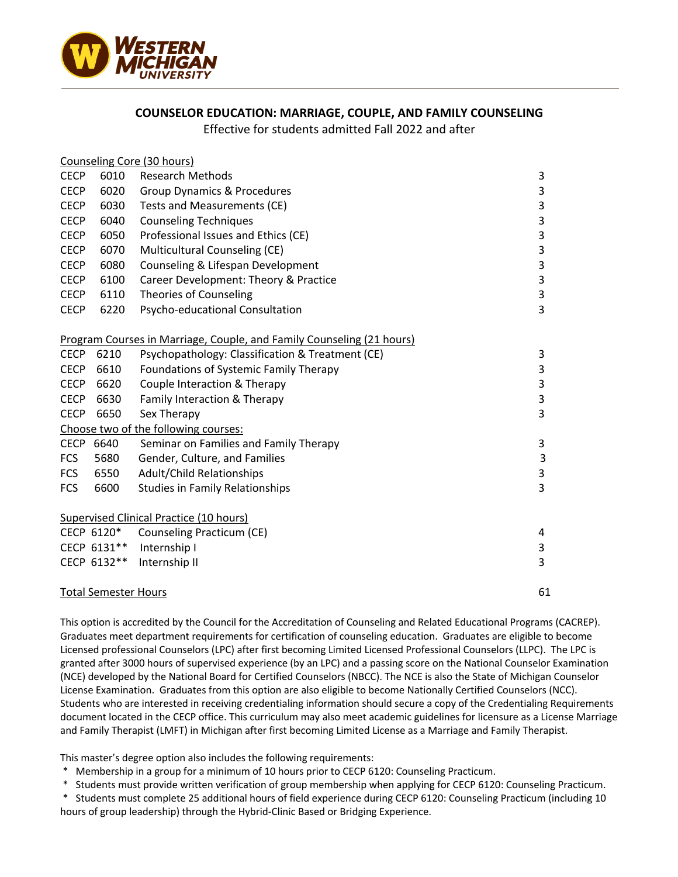# COUNSELOR EDUCATION: MARRIAGE, COUPLE, AND FAMILY COUNSELING

Effective for students admitted Fall 2022 and after

**Counseling Core (30 hours)**

| | | | |
|---|---|---|---|
| CECP | 6010 | Research Methods | 3 |
| CECP | 6020 | Group Dynamics & Procedures | 3 |
| CECP | 6030 | Tests and Measurements (CE) | 3 |
| CECP | 6040 | Counseling Techniques | 3 |
| CECP | 6050 | Professional Issues and Ethics (CE) | 3 |
| CECP | 6070 | Multicultural Counseling (CE) | 3 |
| CECP | 6080 | Counseling & Lifespan Development | 3 |
| CECP | 6100 | Career Development: Theory & Practice | 3 |
| CECP | 6110 | Theories of Counseling | 3 |
| CECP | 6220 | Psycho-educational Consultation | 3 |

**Program Courses in Marriage, Couple, and Family Counseling (21 hours)**

| | | | |
|---|---|---|---|
| CECP | 6210 | Psychopathology: Classification & Treatment (CE) | 3 |
| CECP | 6610 | Foundations of Systemic Family Therapy | 3 |
| CECP | 6620 | Couple Interaction & Therapy | 3 |
| CECP | 6630 | Family Interaction & Therapy | 3 |
| CECP | 6650 | Sex Therapy | 3 |

Choose two of the following courses:

| | | | |
|---|---|---|---|
| CECP | 6640 | Seminar on Families and Family Therapy | 3 |
| FCS | 5680 | Gender, Culture, and Families | 3 |
| FCS | 6550 | Adult/Child Relationships | 3 |
| FCS | 6600 | Studies in Family Relationships | 3 |

**Supervised Clinical Practice (10 hours)**

| | | | |
|---|---|---|---|
| CECP | 6120* | Counseling Practicum (CE) | 4 |
| CECP | 6131** | Internship I | 3 |
| CECP | 6132** | Internship II | 3 |

**Total Semester Hours** 61

This option is accredited by the Council for the Accreditation of Counseling and Related Educational Programs (CACREP). Graduates meet department requirements for certification of counseling education. Graduates are eligible to become Licensed professional Counselors (LPC) after first becoming Limited Licensed Professional Counselors (LLPC). The LPC is granted after 3000 hours of supervised experience (by an LPC) and a passing score on the National Counselor Examination (NCE) developed by the National Board for Certified Counselors (NBCC). The NCE is also the State of Michigan Counselor License Examination. Graduates from this option are also eligible to become Nationally Certified Counselors (NCC). Students who are interested in receiving credentialing information should secure a copy of the Credentialing Requirements document located in the CECP office. This curriculum may also meet academic guidelines for licensure as a License Marriage and Family Therapist (LMFT) in Michigan after first becoming Limited License as a Marriage and Family Therapist.

This master's degree option also includes the following requirements:

* Membership in a group for a minimum of 10 hours prior to CECP 6120: Counseling Practicum.
* Students must provide written verification of group membership when applying for CECP 6120: Counseling Practicum.
* Students must complete 25 additional hours of field experience during CECP 6120: Counseling Practicum (including 10 hours of group leadership) through the Hybrid-Clinic Based or Bridging Experience.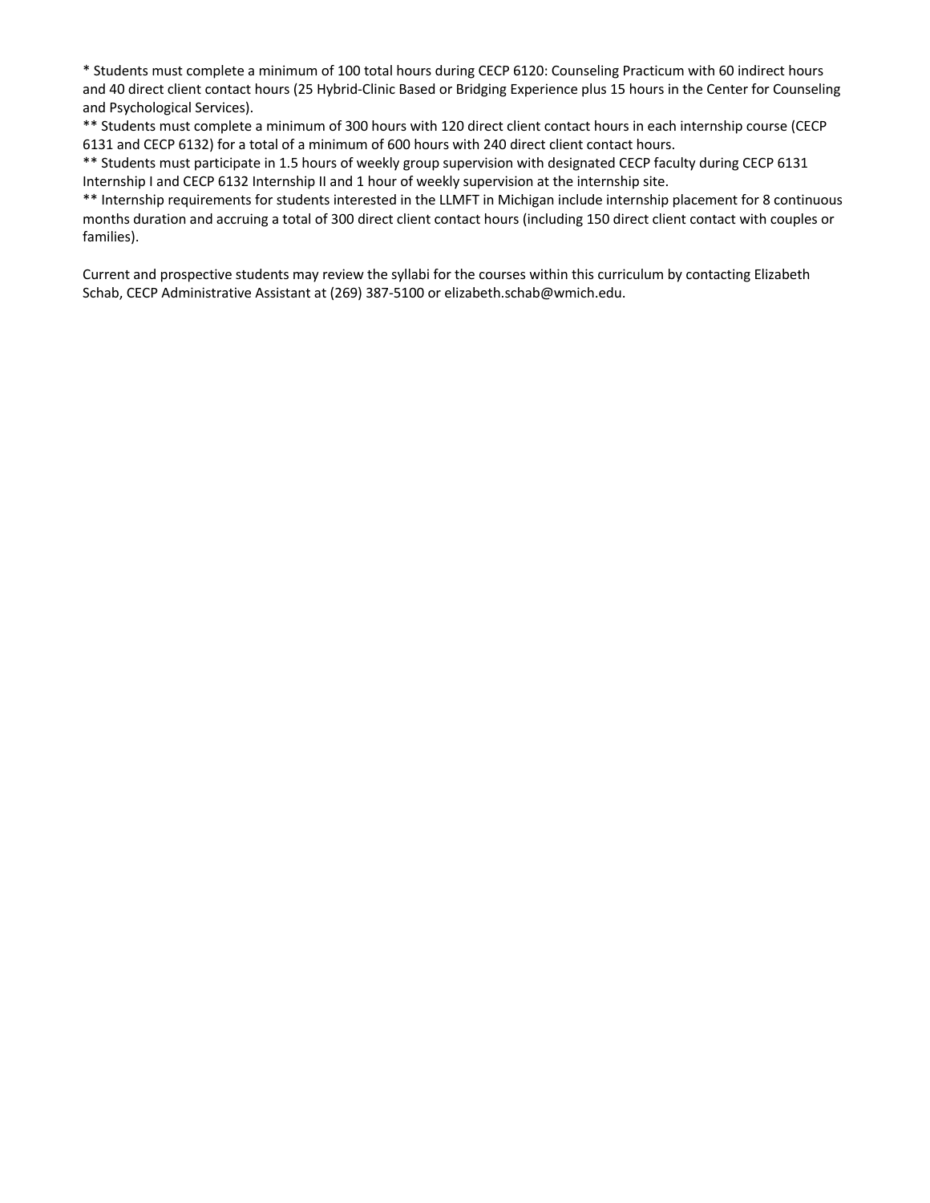* Students must complete a minimum of 100 total hours during CECP 6120: Counseling Practicum with 60 indirect hours and 40 direct client contact hours (25 Hybrid-Clinic Based or Bridging Experience plus 15 hours in the Center for Counseling and Psychological Services).

** Students must complete a minimum of 300 hours with 120 direct client contact hours in each internship course (CECP 6131 and CECP 6132) for a total of a minimum of 600 hours with 240 direct client contact hours.

** Students must participate in 1.5 hours of weekly group supervision with designated CECP faculty during CECP 6131 Internship I and CECP 6132 Internship II and 1 hour of weekly supervision at the internship site.

** Internship requirements for students interested in the LLMFT in Michigan include internship placement for 8 continuous months duration and accruing a total of 300 direct client contact hours (including 150 direct client contact with couples or families).

Current and prospective students may review the syllabi for the courses within this curriculum by contacting Elizabeth Schab, CECP Administrative Assistant at (269) 387-5100 or elizabeth.schab@wmich.edu.